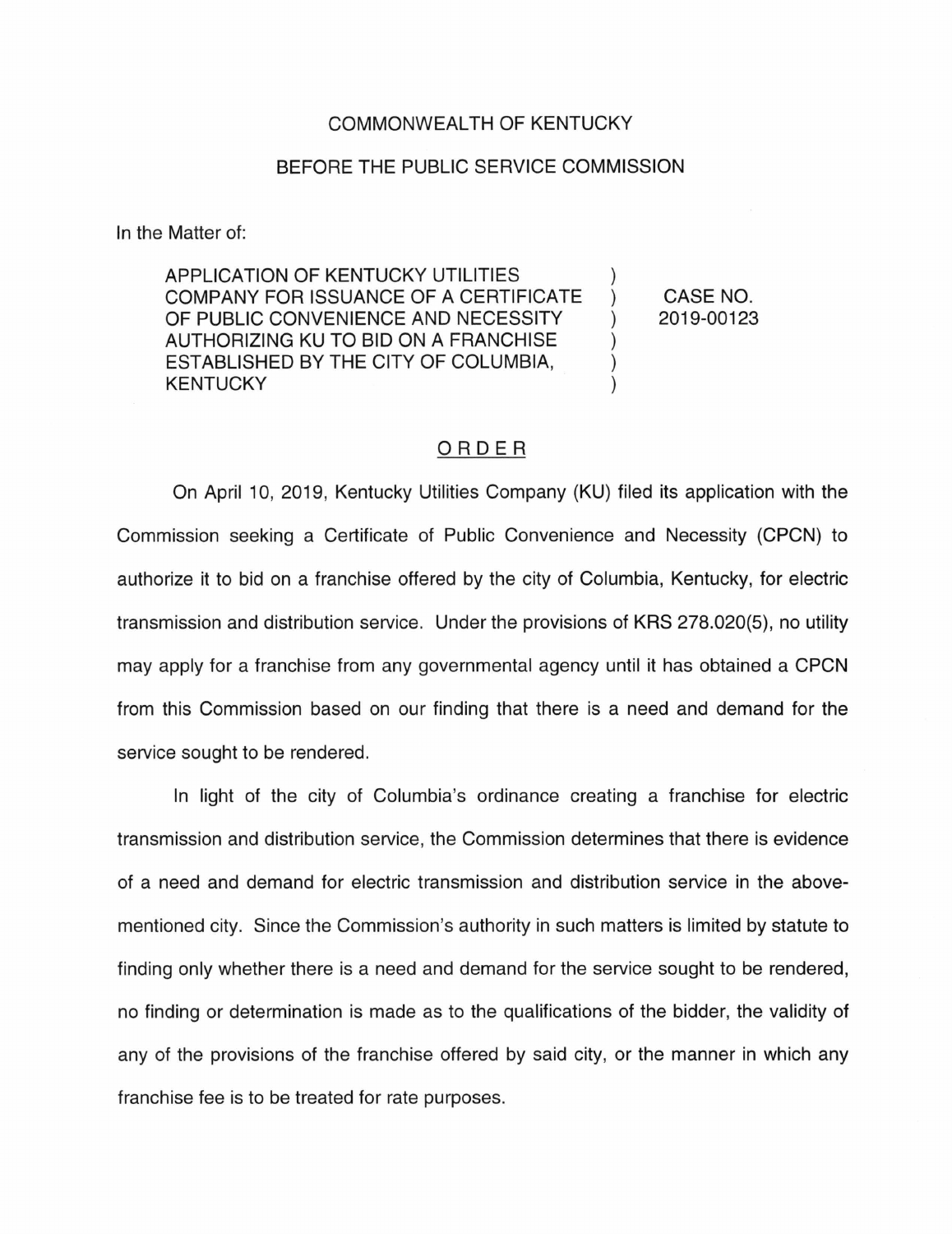COMMONWEALTH OF KENTUCKY

BEFORE THE PUBLIC SERVICE COMMISSION

In the Matter of:

| | | |
|---|---|---|
| APPLICATION OF KENTUCKY UTILITIES COMPANY FOR ISSUANCE OF A CERTIFICATE OF PUBLIC CONVENIENCE AND NECESSITY AUTHORIZING KU TO BID ON A FRANCHISE ESTABLISHED BY THE CITY OF COLUMBIA, KENTUCKY | ) ) ) ) ) ) | CASE NO. 2019-00123 |

## ORDER

On April 10, 2019, Kentucky Utilities Company (KU) filed its application with the Commission seeking a Certificate of Public Convenience and Necessity (CPCN) to authorize it to bid on a franchise offered by the city of Columbia, Kentucky, for electric transmission and distribution service. Under the provisions of KRS 278.020(5), no utility may apply for a franchise from any governmental agency until it has obtained a CPCN from this Commission based on our finding that there is a need and demand for the service sought to be rendered.

In light of the city of Columbia's ordinance creating a franchise for electric transmission and distribution service, the Commission determines that there is evidence of a need and demand for electric transmission and distribution service in the above-mentioned city. Since the Commission's authority in such matters is limited by statute to finding only whether there is a need and demand for the service sought to be rendered, no finding or determination is made as to the qualifications of the bidder, the validity of any of the provisions of the franchise offered by said city, or the manner in which any franchise fee is to be treated for rate purposes.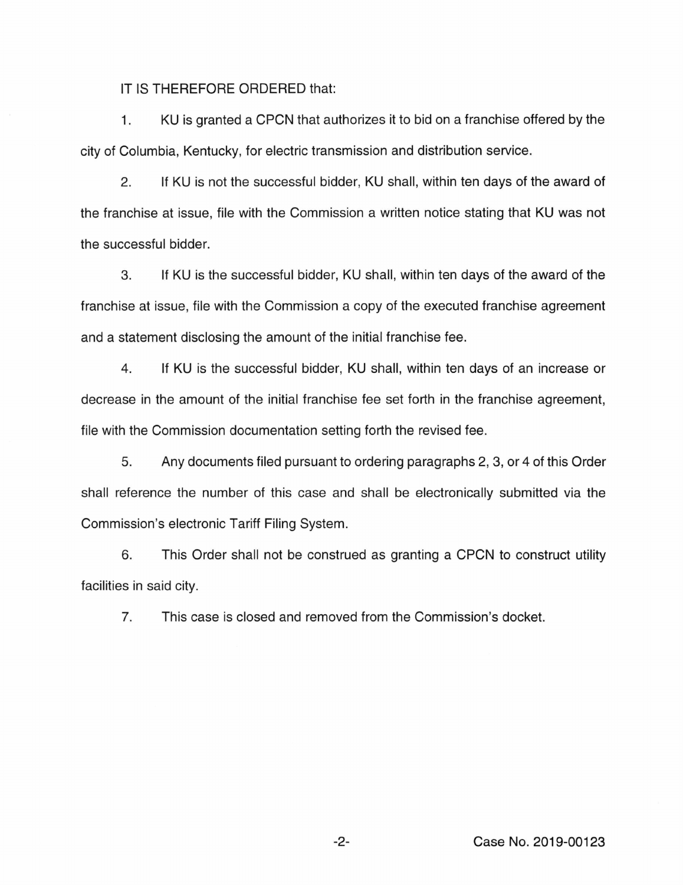IT IS THEREFORE ORDERED that:

1. KU is granted a CPCN that authorizes it to bid on a franchise offered by the city of Columbia, Kentucky, for electric transmission and distribution service.

2. If KU is not the successful bidder, KU shall, within ten days of the award of the franchise at issue, file with the Commission a written notice stating that KU was not the successful bidder.

3. If KU is the successful bidder, KU shall, within ten days of the award of the franchise at issue, file with the Commission a copy of the executed franchise agreement and a statement disclosing the amount of the initial franchise fee.

4. If KU is the successful bidder, KU shall, within ten days of an increase or decrease in the amount of the initial franchise fee set forth in the franchise agreement, file with the Commission documentation setting forth the revised fee.

5. Any documents filed pursuant to ordering paragraphs 2, 3, or 4 of this Order shall reference the number of this case and shall be electronically submitted via the Commission's electronic Tariff Filing System.

6. This Order shall not be construed as granting a CPCN to construct utility facilities in said city.

7. This case is closed and removed from the Commission's docket.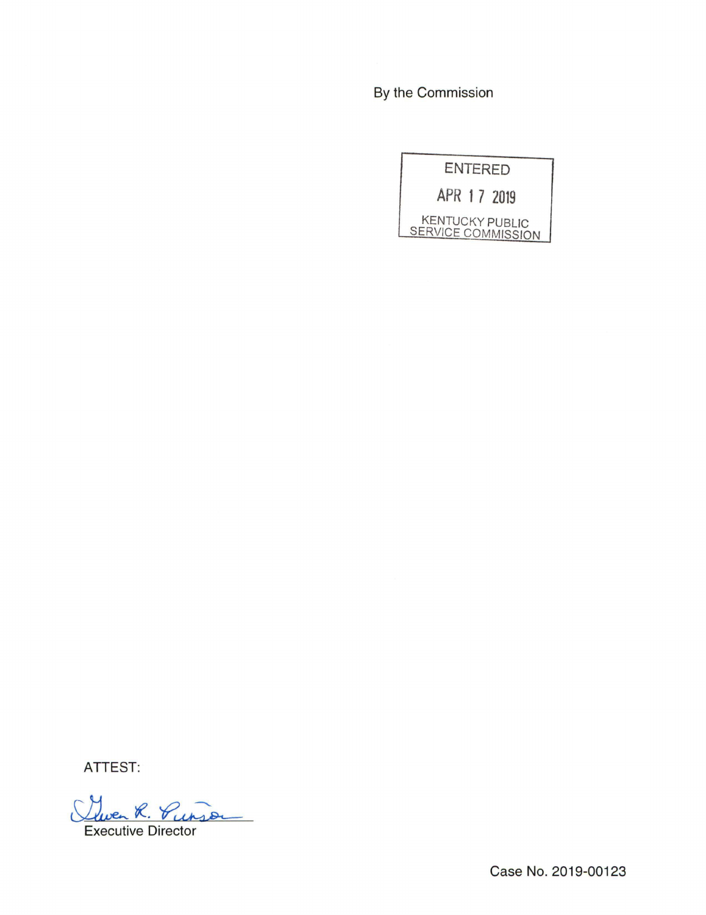By the Commission

ENTERED

APR 17 2019

KENTUCKY PUBLIC SERVICE COMMISSION

ATTEST:

Gwen R. Pinson

Executive Director

Case No. 2019-00123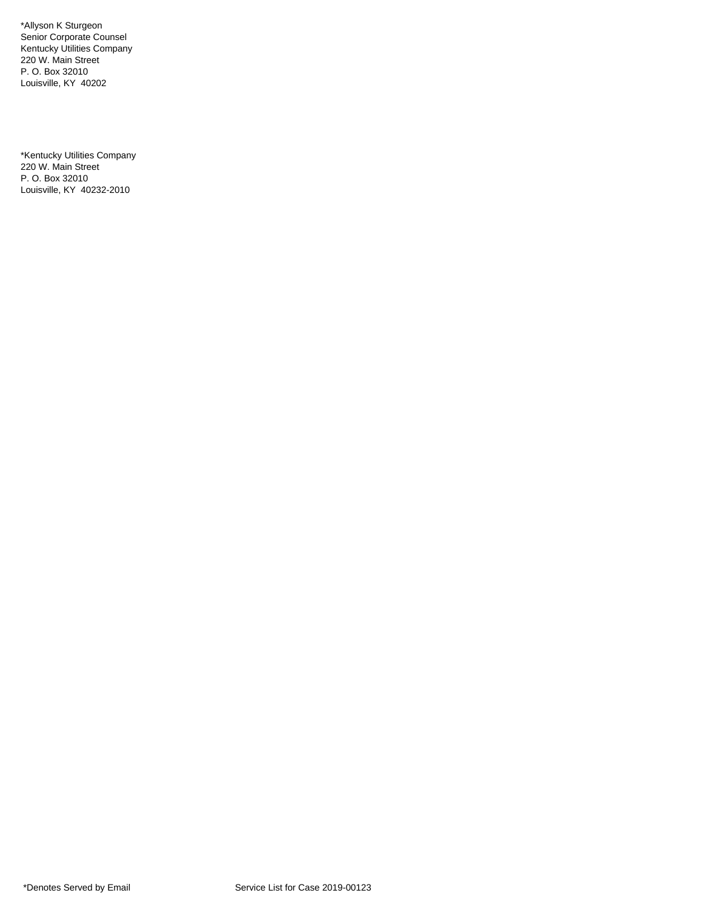*Allyson K Sturgeon
Senior Corporate Counsel
Kentucky Utilities Company
220 W. Main Street
P. O. Box 32010
Louisville, KY  40202

*Kentucky Utilities Company
220 W. Main Street
P. O. Box 32010
Louisville, KY  40232-2010

*Denotes Served by Email

Service List for Case 2019-00123